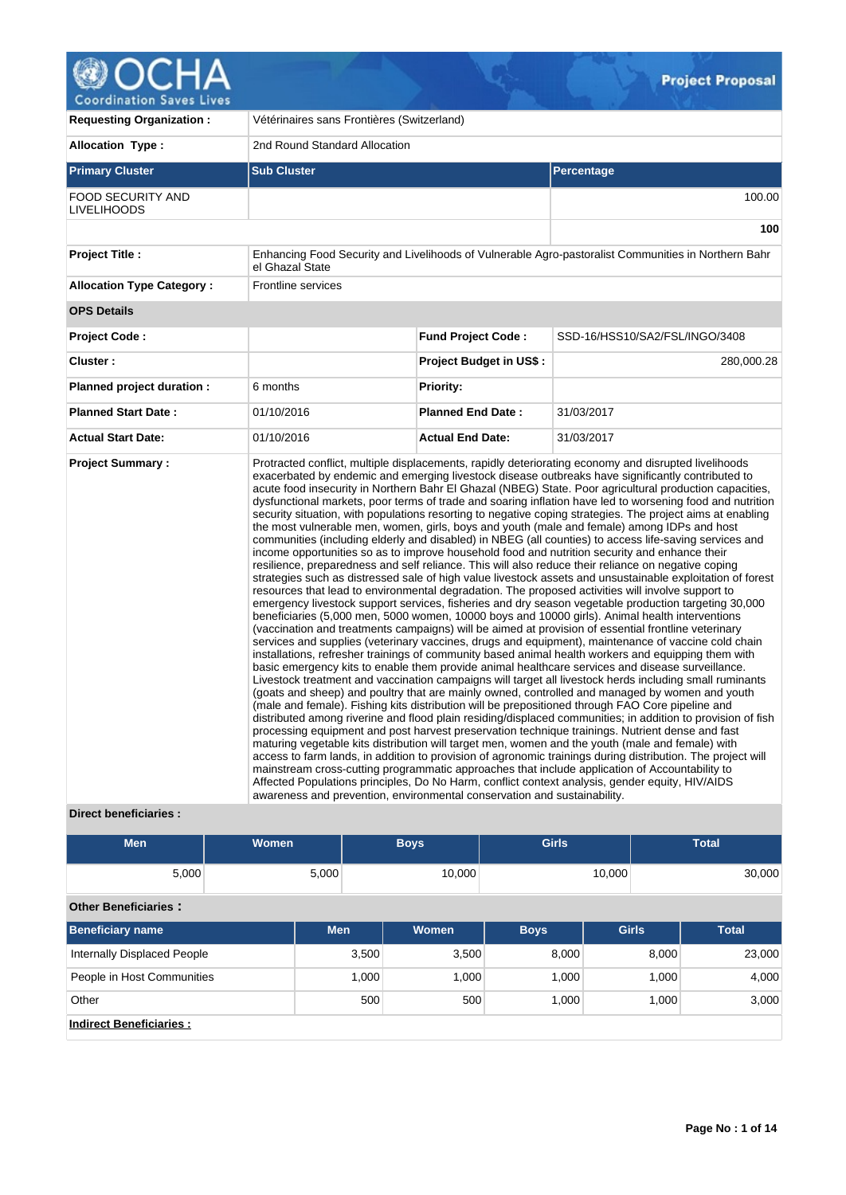# Project Proposal

| | | | |
|---|---|---|---|
| **Requesting Organization :** | Vétérinaires sans Frontières (Switzerland) | | |
| **Allocation Type :** | 2nd Round Standard Allocation | | |

| Primary Cluster | Sub Cluster | Percentage |
|---|---|---|
| FOOD SECURITY AND LIVELIHOODS | | 100.00 |
| | | **100** |

| | |
|---|---|
| **Project Title :** | Enhancing Food Security and Livelihoods of Vulnerable Agro-pastoralist Communities in Northern Bahr el Ghazal State |
| **Allocation Type Category :** | Frontline services |

**OPS Details**

| | | | |
|---|---|---|---|
| **Project Code :** | | **Fund Project Code :** | SSD-16/HSS10/SA2/FSL/INGO/3408 |
| **Cluster :** | | **Project Budget in US$ :** | 280,000.28 |
| **Planned project duration :** | 6 months | **Priority:** | |
| **Planned Start Date :** | 01/10/2016 | **Planned End Date :** | 31/03/2017 |
| **Actual Start Date:** | 01/10/2016 | **Actual End Date:** | 31/03/2017 |

**Project Summary :**

Protracted conflict, multiple displacements, rapidly deteriorating economy and disrupted livelihoods exacerbated by endemic and emerging livestock disease outbreaks have significantly contributed to acute food insecurity in Northern Bahr El Ghazal (NBEG) State. Poor agricultural production capacities, dysfunctional markets, poor terms of trade and soaring inflation have led to worsening food and nutrition security situation, with populations resorting to negative coping strategies. The project aims at enabling the most vulnerable men, women, girls, boys and youth (male and female) among IDPs and host communities (including elderly and disabled) in NBEG (all counties) to access life-saving services and income opportunities so as to improve household food and nutrition security and enhance their resilience, preparedness and self reliance. This will also reduce their reliance on negative coping strategies such as distressed sale of high value livestock assets and unsustainable exploitation of forest resources that lead to environmental degradation. The proposed activities will involve support to emergency livestock support services, fisheries and dry season vegetable production targeting 30,000 beneficiaries (5,000 men, 5000 women, 10000 boys and 10000 girls). Animal health interventions (vaccination and treatments campaigns) will be aimed at provision of essential frontline veterinary services and supplies (veterinary vaccines, drugs and equipment), maintenance of vaccine cold chain installations, refresher trainings of community based animal health workers and equipping them with basic emergency kits to enable them provide animal healthcare services and disease surveillance. Livestock treatment and vaccination campaigns will target all livestock herds including small ruminants (goats and sheep) and poultry that are mainly owned, controlled and managed by women and youth (male and female). Fishing kits distribution will be prepositioned through FAO Core pipeline and distributed among riverine and flood plain residing/displaced communities; in addition to provision of fish processing equipment and post harvest preservation technique trainings. Nutrient dense and fast maturing vegetable kits distribution will target men, women and the youth (male and female) with access to farm lands, in addition to provision of agronomic trainings during distribution. The project will mainstream cross-cutting programmatic approaches that include application of Accountability to Affected Populations principles, Do No Harm, conflict context analysis, gender equity, HIV/AIDS awareness and prevention, environmental conservation and sustainability.

**Direct beneficiaries :**

| Men | Women | Boys | Girls | Total |
|---|---|---|---|---|
| 5,000 | 5,000 | 10,000 | 10,000 | 30,000 |

**Other Beneficiaries :**

| Beneficiary name | Men | Women | Boys | Girls | Total |
|---|---|---|---|---|---|
| Internally Displaced People | 3,500 | 3,500 | 8,000 | 8,000 | 23,000 |
| People in Host Communities | 1,000 | 1,000 | 1,000 | 1,000 | 4,000 |
| Other | 500 | 500 | 1,000 | 1,000 | 3,000 |

**Indirect Beneficiaries :**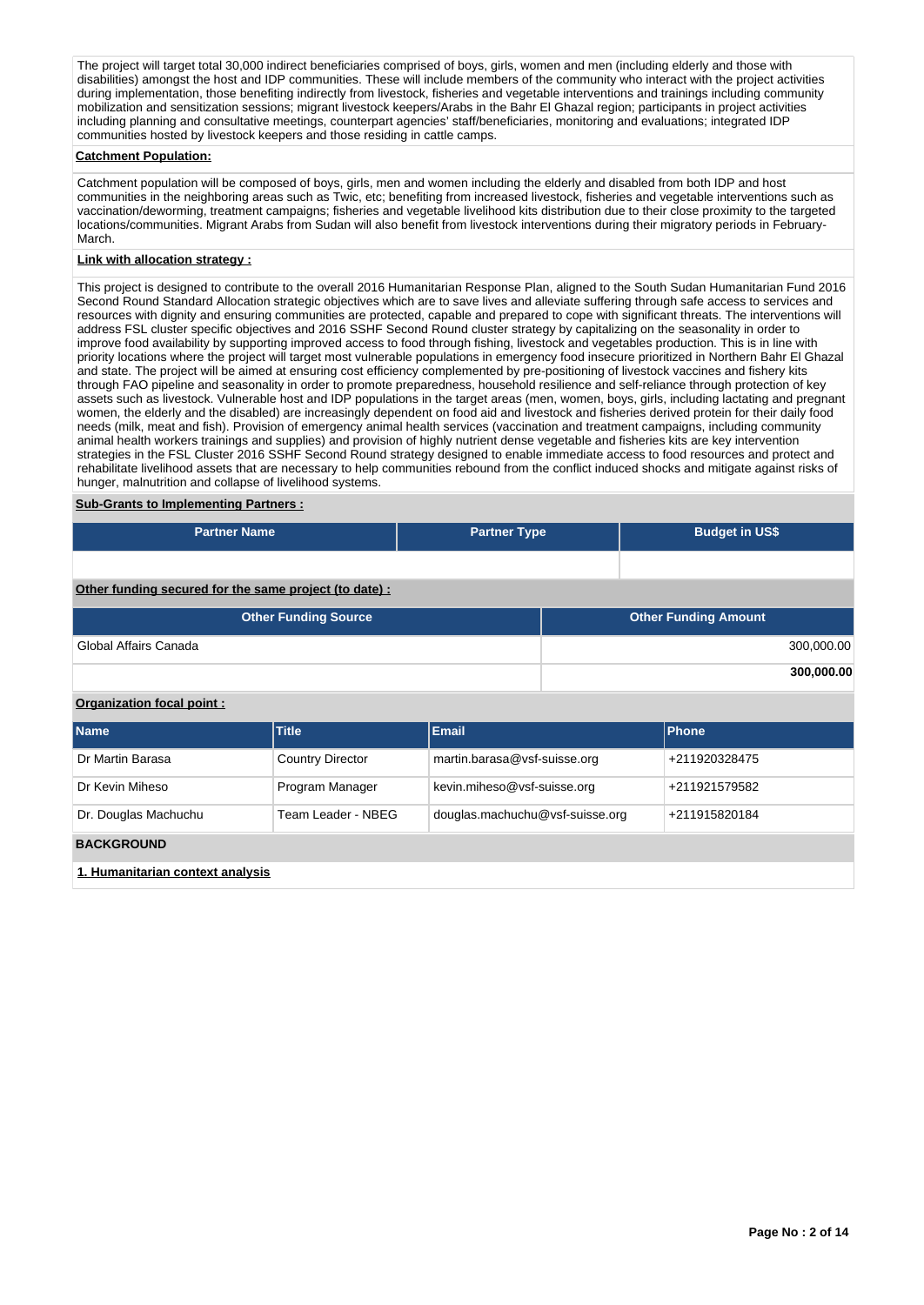The project will target total 30,000 indirect beneficiaries comprised of boys, girls, women and men (including elderly and those with disabilities) amongst the host and IDP communities. These will include members of the community who interact with the project activities during implementation, those benefiting indirectly from livestock, fisheries and vegetable interventions and trainings including community mobilization and sensitization sessions; migrant livestock keepers/Arabs in the Bahr El Ghazal region; participants in project activities including planning and consultative meetings, counterpart agencies' staff/beneficiaries, monitoring and evaluations; integrated IDP communities hosted by livestock keepers and those residing in cattle camps.

**Catchment Population:**

Catchment population will be composed of boys, girls, men and women including the elderly and disabled from both IDP and host communities in the neighboring areas such as Twic, etc; benefiting from increased livestock, fisheries and vegetable interventions such as vaccination/deworming, treatment campaigns; fisheries and vegetable livelihood kits distribution due to their close proximity to the targeted locations/communities. Migrant Arabs from Sudan will also benefit from livestock interventions during their migratory periods in February-March.

**Link with allocation strategy :**

This project is designed to contribute to the overall 2016 Humanitarian Response Plan, aligned to the South Sudan Humanitarian Fund 2016 Second Round Standard Allocation strategic objectives which are to save lives and alleviate suffering through safe access to services and resources with dignity and ensuring communities are protected, capable and prepared to cope with significant threats. The interventions will address FSL cluster specific objectives and 2016 SSHF Second Round cluster strategy by capitalizing on the seasonality in order to improve food availability by supporting improved access to food through fishing, livestock and vegetables production. This is in line with priority locations where the project will target most vulnerable populations in emergency food insecure prioritized in Northern Bahr El Ghazal and state. The project will be aimed at ensuring cost efficiency complemented by pre-positioning of livestock vaccines and fishery kits through FAO pipeline and seasonality in order to promote preparedness, household resilience and self-reliance through protection of key assets such as livestock. Vulnerable host and IDP populations in the target areas (men, women, boys, girls, including lactating and pregnant women, the elderly and the disabled) are increasingly dependent on food aid and livestock and fisheries derived protein for their daily food needs (milk, meat and fish). Provision of emergency animal health services (vaccination and treatment campaigns, including community animal health workers trainings and supplies) and provision of highly nutrient dense vegetable and fisheries kits are key intervention strategies in the FSL Cluster 2016 SSHF Second Round strategy designed to enable immediate access to food resources and protect and rehabilitate livelihood assets that are necessary to help communities rebound from the conflict induced shocks and mitigate against risks of hunger, malnutrition and collapse of livelihood systems.

**Sub-Grants to Implementing Partners :**

| Partner Name | Partner Type | Budget in US$ |
|---|---|---|
| | | |

**Other funding secured for the same project (to date) :**

| Other Funding Source | Other Funding Amount |
|---|---|
| Global Affairs Canada | 300,000.00 |
| | **300,000.00** |

**Organization focal point :**

| Name | Title | Email | Phone |
|---|---|---|---|
| Dr Martin Barasa | Country Director | martin.barasa@vsf-suisse.org | +211920328475 |
| Dr Kevin Miheso | Program Manager | kevin.miheso@vsf-suisse.org | +211921579582 |
| Dr. Douglas Machuchu | Team Leader - NBEG | douglas.machuchu@vsf-suisse.org | +211915820184 |

## BACKGROUND

**1. Humanitarian context analysis**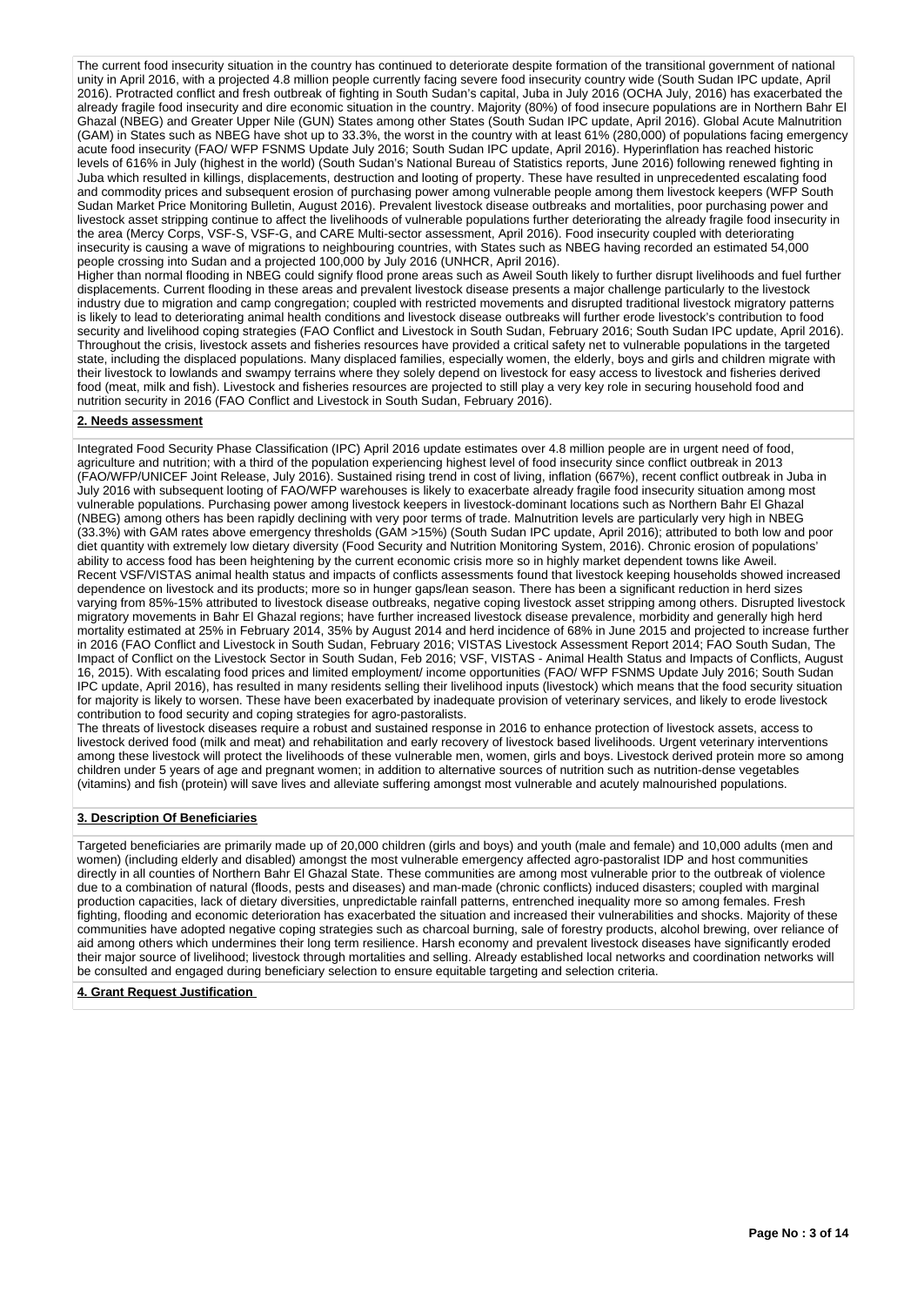The current food insecurity situation in the country has continued to deteriorate despite formation of the transitional government of national unity in April 2016, with a projected 4.8 million people currently facing severe food insecurity country wide (South Sudan IPC update, April 2016). Protracted conflict and fresh outbreak of fighting in South Sudan's capital, Juba in July 2016 (OCHA July, 2016) has exacerbated the already fragile food insecurity and dire economic situation in the country. Majority (80%) of food insecure populations are in Northern Bahr El Ghazal (NBEG) and Greater Upper Nile (GUN) States among other States (South Sudan IPC update, April 2016). Global Acute Malnutrition (GAM) in States such as NBEG have shot up to 33.3%, the worst in the country with at least 61% (280,000) of populations facing emergency acute food insecurity (FAO/ WFP FSNMS Update July 2016; South Sudan IPC update, April 2016). Hyperinflation has reached historic levels of 616% in July (highest in the world) (South Sudan's National Bureau of Statistics reports, June 2016) following renewed fighting in Juba which resulted in killings, displacements, destruction and looting of property. These have resulted in unprecedented escalating food and commodity prices and subsequent erosion of purchasing power among vulnerable people among them livestock keepers (WFP South Sudan Market Price Monitoring Bulletin, August 2016). Prevalent livestock disease outbreaks and mortalities, poor purchasing power and livestock asset stripping continue to affect the livelihoods of vulnerable populations further deteriorating the already fragile food insecurity in the area (Mercy Corps, VSF-S, VSF-G, and CARE Multi-sector assessment, April 2016). Food insecurity coupled with deteriorating insecurity is causing a wave of migrations to neighbouring countries, with States such as NBEG having recorded an estimated 54,000 people crossing into Sudan and a projected 100,000 by July 2016 (UNHCR, April 2016).
Higher than normal flooding in NBEG could signify flood prone areas such as Aweil South likely to further disrupt livelihoods and fuel further displacements. Current flooding in these areas and prevalent livestock disease presents a major challenge particularly to the livestock industry due to migration and camp congregation; coupled with restricted movements and disrupted traditional livestock migratory patterns is likely to lead to deteriorating animal health conditions and livestock disease outbreaks will further erode livestock's contribution to food security and livelihood coping strategies (FAO Conflict and Livestock in South Sudan, February 2016; South Sudan IPC update, April 2016). Throughout the crisis, livestock assets and fisheries resources have provided a critical safety net to vulnerable populations in the targeted state, including the displaced populations. Many displaced families, especially women, the elderly, boys and girls and children migrate with their livestock to lowlands and swampy terrains where they solely depend on livestock for easy access to livestock and fisheries derived food (meat, milk and fish). Livestock and fisheries resources are projected to still play a very key role in securing household food and nutrition security in 2016 (FAO Conflict and Livestock in South Sudan, February 2016).

**2. Needs assessment**

Integrated Food Security Phase Classification (IPC) April 2016 update estimates over 4.8 million people are in urgent need of food, agriculture and nutrition; with a third of the population experiencing highest level of food insecurity since conflict outbreak in 2013 (FAO/WFP/UNICEF Joint Release, July 2016). Sustained rising trend in cost of living, inflation (667%), recent conflict outbreak in Juba in July 2016 with subsequent looting of FAO/WFP warehouses is likely to exacerbate already fragile food insecurity situation among most vulnerable populations. Purchasing power among livestock keepers in livestock-dominant locations such as Northern Bahr El Ghazal (NBEG) among others has been rapidly declining with very poor terms of trade. Malnutrition levels are particularly very high in NBEG (33.3%) with GAM rates above emergency thresholds (GAM >15%) (South Sudan IPC update, April 2016); attributed to both low and poor diet quantity with extremely low dietary diversity (Food Security and Nutrition Monitoring System, 2016). Chronic erosion of populations' ability to access food has been heightening by the current economic crisis more so in highly market dependent towns like Aweil.
Recent VSF/VISTAS animal health status and impacts of conflicts assessments found that livestock keeping households showed increased dependence on livestock and its products; more so in hunger gaps/lean season. There has been a significant reduction in herd sizes varying from 85%-15% attributed to livestock disease outbreaks, negative coping livestock asset stripping among others. Disrupted livestock migratory movements in Bahr El Ghazal regions; have further increased livestock disease prevalence, morbidity and generally high herd mortality estimated at 25% in February 2014, 35% by August 2014 and herd incidence of 68% in June 2015 and projected to increase further in 2016 (FAO Conflict and Livestock in South Sudan, February 2016; VISTAS Livestock Assessment Report 2014; FAO South Sudan, The Impact of Conflict on the Livestock Sector in South Sudan, Feb 2016; VSF, VISTAS - Animal Health Status and Impacts of Conflicts, August 16, 2015). With escalating food prices and limited employment/ income opportunities (FAO/ WFP FSNMS Update July 2016; South Sudan IPC update, April 2016), has resulted in many residents selling their livelihood inputs (livestock) which means that the food security situation for majority is likely to worsen. These have been exacerbated by inadequate provision of veterinary services, and likely to erode livestock contribution to food security and coping strategies for agro-pastoralists.
The threats of livestock diseases require a robust and sustained response in 2016 to enhance protection of livestock assets, access to livestock derived food (milk and meat) and rehabilitation and early recovery of livestock based livelihoods. Urgent veterinary interventions among these livestock will protect the livelihoods of these vulnerable men, women, girls and boys. Livestock derived protein more so among children under 5 years of age and pregnant women; in addition to alternative sources of nutrition such as nutrition-dense vegetables (vitamins) and fish (protein) will save lives and alleviate suffering amongst most vulnerable and acutely malnourished populations.

**3. Description Of Beneficiaries**

Targeted beneficiaries are primarily made up of 20,000 children (girls and boys) and youth (male and female) and 10,000 adults (men and women) (including elderly and disabled) amongst the most vulnerable emergency affected agro-pastoralist IDP and host communities directly in all counties of Northern Bahr El Ghazal State. These communities are among most vulnerable prior to the outbreak of violence due to a combination of natural (floods, pests and diseases) and man-made (chronic conflicts) induced disasters; coupled with marginal production capacities, lack of dietary diversities, unpredictable rainfall patterns, entrenched inequality more so among females. Fresh fighting, flooding and economic deterioration has exacerbated the situation and increased their vulnerabilities and shocks. Majority of these communities have adopted negative coping strategies such as charcoal burning, sale of forestry products, alcohol brewing, over reliance of aid among others which undermines their long term resilience. Harsh economy and prevalent livestock diseases have significantly eroded their major source of livelihood; livestock through mortalities and selling. Already established local networks and coordination networks will be consulted and engaged during beneficiary selection to ensure equitable targeting and selection criteria.

**4. Grant Request Justification**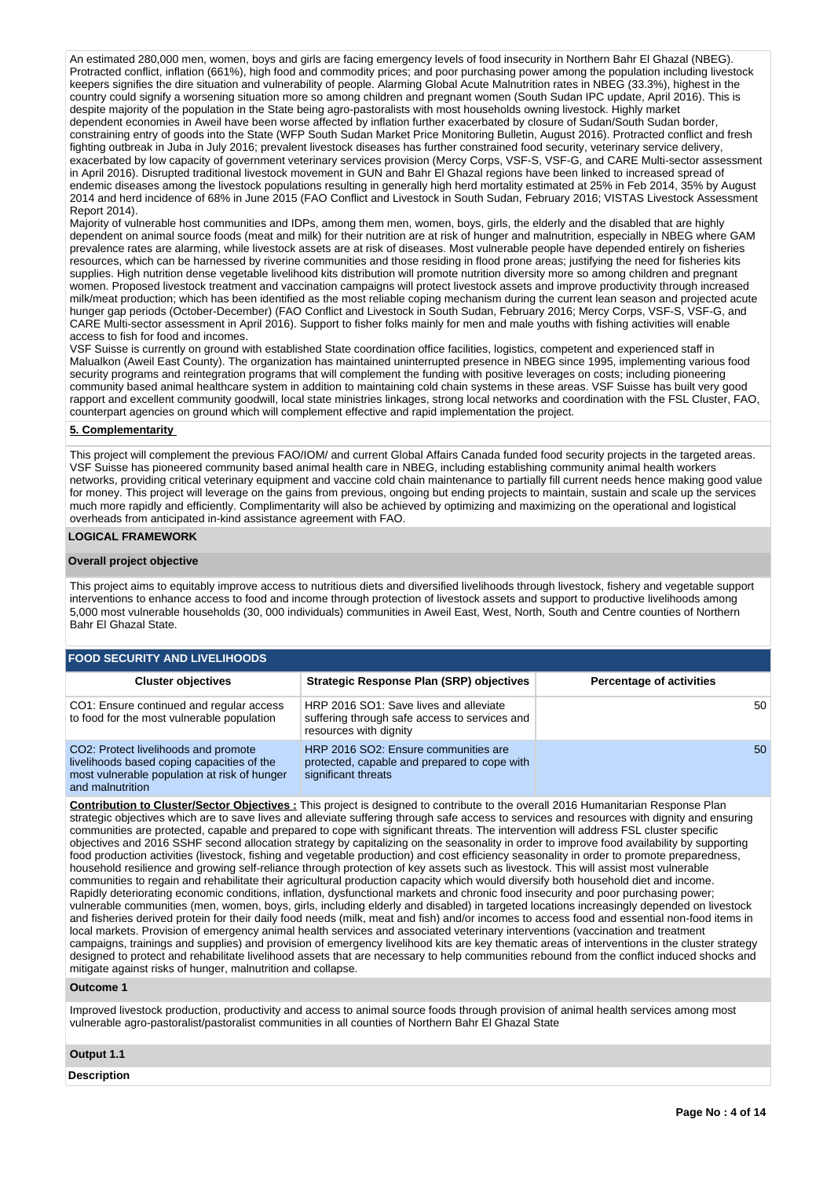An estimated 280,000 men, women, boys and girls are facing emergency levels of food insecurity in Northern Bahr El Ghazal (NBEG). Protracted conflict, inflation (661%), high food and commodity prices; and poor purchasing power among the population including livestock keepers signifies the dire situation and vulnerability of people. Alarming Global Acute Malnutrition rates in NBEG (33.3%), highest in the country could signify a worsening situation more so among children and pregnant women (South Sudan IPC update, April 2016). This is despite majority of the population in the State being agro-pastoralists with most households owning livestock. Highly market dependent economies in Aweil have been worse affected by inflation further exacerbated by closure of Sudan/South Sudan border, constraining entry of goods into the State (WFP South Sudan Market Price Monitoring Bulletin, August 2016). Protracted conflict and fresh fighting outbreak in Juba in July 2016; prevalent livestock diseases has further constrained food security, veterinary service delivery, exacerbated by low capacity of government veterinary services provision (Mercy Corps, VSF-S, VSF-G, and CARE Multi-sector assessment in April 2016). Disrupted traditional livestock movement in GUN and Bahr El Ghazal regions have been linked to increased spread of endemic diseases among the livestock populations resulting in generally high herd mortality estimated at 25% in Feb 2014, 35% by August 2014 and herd incidence of 68% in June 2015 (FAO Conflict and Livestock in South Sudan, February 2016; VISTAS Livestock Assessment Report 2014).

Majority of vulnerable host communities and IDPs, among them men, women, boys, girls, the elderly and the disabled that are highly dependent on animal source foods (meat and milk) for their nutrition are at risk of hunger and malnutrition, especially in NBEG where GAM prevalence rates are alarming, while livestock assets are at risk of diseases. Most vulnerable people have depended entirely on fisheries resources, which can be harnessed by riverine communities and those residing in flood prone areas; justifying the need for fisheries kits supplies. High nutrition dense vegetable livelihood kits distribution will promote nutrition diversity more so among children and pregnant women. Proposed livestock treatment and vaccination campaigns will protect livestock assets and improve productivity through increased milk/meat production; which has been identified as the most reliable coping mechanism during the current lean season and projected acute hunger gap periods (October-December) (FAO Conflict and Livestock in South Sudan, February 2016; Mercy Corps, VSF-S, VSF-G, and CARE Multi-sector assessment in April 2016). Support to fisher folks mainly for men and male youths with fishing activities will enable access to fish for food and incomes.

VSF Suisse is currently on ground with established State coordination office facilities, logistics, competent and experienced staff in Malualkon (Aweil East County). The organization has maintained uninterrupted presence in NBEG since 1995, implementing various food security programs and reintegration programs that will complement the funding with positive leverages on costs; including pioneering community based animal healthcare system in addition to maintaining cold chain systems in these areas. VSF Suisse has built very good rapport and excellent community goodwill, local state ministries linkages, strong local networks and coordination with the FSL Cluster, FAO, counterpart agencies on ground which will complement effective and rapid implementation the project.

**5. Complementarity**

This project will complement the previous FAO/IOM/ and current Global Affairs Canada funded food security projects in the targeted areas. VSF Suisse has pioneered community based animal health care in NBEG, including establishing community animal health workers networks, providing critical veterinary equipment and vaccine cold chain maintenance to partially fill current needs hence making good value for money. This project will leverage on the gains from previous, ongoing but ending projects to maintain, sustain and scale up the services much more rapidly and efficiently. Complimentarity will also be achieved by optimizing and maximizing on the operational and logistical overheads from anticipated in-kind assistance agreement with FAO.

## LOGICAL FRAMEWORK

### Overall project objective

This project aims to equitably improve access to nutritious diets and diversified livelihoods through livestock, fishery and vegetable support interventions to enhance access to food and income through protection of livestock assets and support to productive livelihoods among 5,000 most vulnerable households (30, 000 individuals) communities in Aweil East, West, North, South and Centre counties of Northern Bahr El Ghazal State.

### FOOD SECURITY AND LIVELIHOODS

| Cluster objectives | Strategic Response Plan (SRP) objectives | Percentage of activities |
|---|---|---|
| CO1: Ensure continued and regular access to food for the most vulnerable population | HRP 2016 SO1: Save lives and alleviate suffering through safe access to services and resources with dignity | 50 |
| CO2: Protect livelihoods and promote livelihoods based coping capacities of the most vulnerable population at risk of hunger and malnutrition | HRP 2016 SO2: Ensure communities are protected, capable and prepared to cope with significant threats | 50 |

**Contribution to Cluster/Sector Objectives :** This project is designed to contribute to the overall 2016 Humanitarian Response Plan strategic objectives which are to save lives and alleviate suffering through safe access to services and resources with dignity and ensuring communities are protected, capable and prepared to cope with significant threats. The intervention will address FSL cluster specific objectives and 2016 SSHF second allocation strategy by capitalizing on the seasonality in order to improve food availability by supporting food production activities (livestock, fishing and vegetable production) and cost efficiency seasonality in order to promote preparedness, household resilience and growing self-reliance through protection of key assets such as livestock. This will assist most vulnerable communities to regain and rehabilitate their agricultural production capacity which would diversify both household diet and income. Rapidly deteriorating economic conditions, inflation, dysfunctional markets and chronic food insecurity and poor purchasing power; vulnerable communities (men, women, boys, girls, including elderly and disabled) in targeted locations increasingly depended on livestock and fisheries derived protein for their daily food needs (milk, meat and fish) and/or incomes to access food and essential non-food items in local markets. Provision of emergency animal health services and associated veterinary interventions (vaccination and treatment campaigns, trainings and supplies) and provision of emergency livelihood kits are key thematic areas of interventions in the cluster strategy designed to protect and rehabilitate livelihood assets that are necessary to help communities rebound from the conflict induced shocks and mitigate against risks of hunger, malnutrition and collapse.

### Outcome 1

Improved livestock production, productivity and access to animal source foods through provision of animal health services among most vulnerable agro-pastoralist/pastoralist communities in all counties of Northern Bahr El Ghazal State

### Output 1.1

**Description**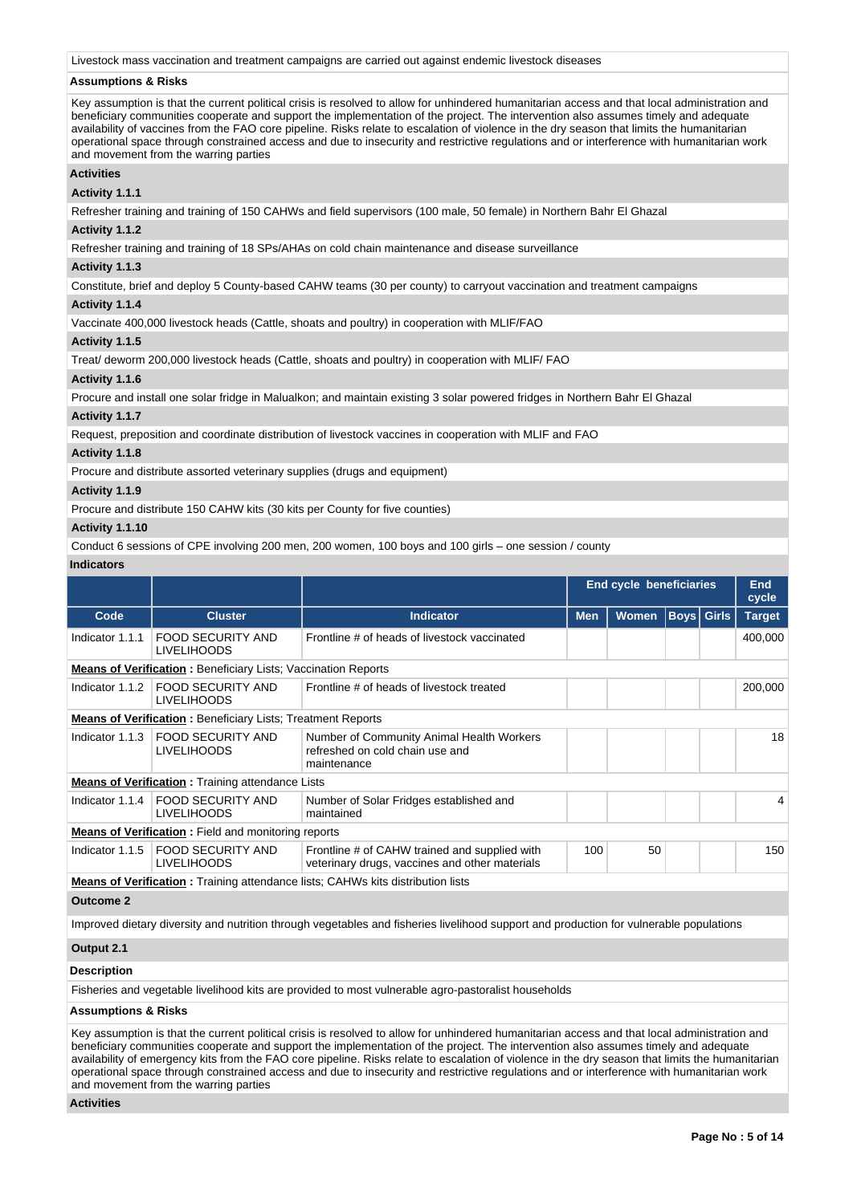Livestock mass vaccination and treatment campaigns are carried out against endemic livestock diseases

**Assumptions & Risks**

Key assumption is that the current political crisis is resolved to allow for unhindered humanitarian access and that local administration and beneficiary communities cooperate and support the implementation of the project. The intervention also assumes timely and adequate availability of vaccines from the FAO core pipeline. Risks relate to escalation of violence in the dry season that limits the humanitarian operational space through constrained access and due to insecurity and restrictive regulations and or interference with humanitarian work and movement from the warring parties

**Activities**

**Activity 1.1.1**

Refresher training and training of 150 CAHWs and field supervisors (100 male, 50 female) in Northern Bahr El Ghazal

**Activity 1.1.2**

Refresher training and training of 18 SPs/AHAs on cold chain maintenance and disease surveillance

**Activity 1.1.3**

Constitute, brief and deploy 5 County-based CAHW teams (30 per county) to carryout vaccination and treatment campaigns

**Activity 1.1.4**

Vaccinate 400,000 livestock heads (Cattle, shoats and poultry) in cooperation with MLIF/FAO

**Activity 1.1.5**

Treat/ deworm 200,000 livestock heads (Cattle, shoats and poultry) in cooperation with MLIF/ FAO

**Activity 1.1.6**

Procure and install one solar fridge in Malualkon; and maintain existing 3 solar powered fridges in Northern Bahr El Ghazal

**Activity 1.1.7**

Request, preposition and coordinate distribution of livestock vaccines in cooperation with MLIF and FAO

**Activity 1.1.8**

Procure and distribute assorted veterinary supplies (drugs and equipment)

**Activity 1.1.9**

Procure and distribute 150 CAHW kits (30 kits per County for five counties)

**Activity 1.1.10**

Conduct 6 sessions of CPE involving 200 men, 200 women, 100 boys and 100 girls – one session / county

**Indicators**

| | | | End cycle beneficiaries | | | | End cycle |
|---|---|---|---|---|---|---|---|
| **Code** | **Cluster** | **Indicator** | **Men** | **Women** | **Boys** | **Girls** | **Target** |
| Indicator 1.1.1 | FOOD SECURITY AND LIVELIHOODS | Frontline # of heads of livestock vaccinated | | | | | 400,000 |
| **Means of Verification :** Beneficiary Lists; Vaccination Reports | | | | | | | |
| Indicator 1.1.2 | FOOD SECURITY AND LIVELIHOODS | Frontline # of heads of livestock treated | | | | | 200,000 |
| **Means of Verification :** Beneficiary Lists; Treatment Reports | | | | | | | |
| Indicator 1.1.3 | FOOD SECURITY AND LIVELIHOODS | Number of Community Animal Health Workers refreshed on cold chain use and maintenance | | | | | 18 |
| **Means of Verification :** Training attendance Lists | | | | | | | |
| Indicator 1.1.4 | FOOD SECURITY AND LIVELIHOODS | Number of Solar Fridges established and maintained | | | | | 4 |
| **Means of Verification :** Field and monitoring reports | | | | | | | |
| Indicator 1.1.5 | FOOD SECURITY AND LIVELIHOODS | Frontline # of CAHW trained and supplied with veterinary drugs, vaccines and other materials | 100 | 50 | | | 150 |
| **Means of Verification :** Training attendance lists; CAHWs kits distribution lists | | | | | | | |

**Outcome 2**

Improved dietary diversity and nutrition through vegetables and fisheries livelihood support and production for vulnerable populations

**Output 2.1**

**Description**

Fisheries and vegetable livelihood kits are provided to most vulnerable agro-pastoralist households

**Assumptions & Risks**

Key assumption is that the current political crisis is resolved to allow for unhindered humanitarian access and that local administration and beneficiary communities cooperate and support the implementation of the project. The intervention also assumes timely and adequate availability of emergency kits from the FAO core pipeline. Risks relate to escalation of violence in the dry season that limits the humanitarian operational space through constrained access and due to insecurity and restrictive regulations and or interference with humanitarian work and movement from the warring parties

**Activities**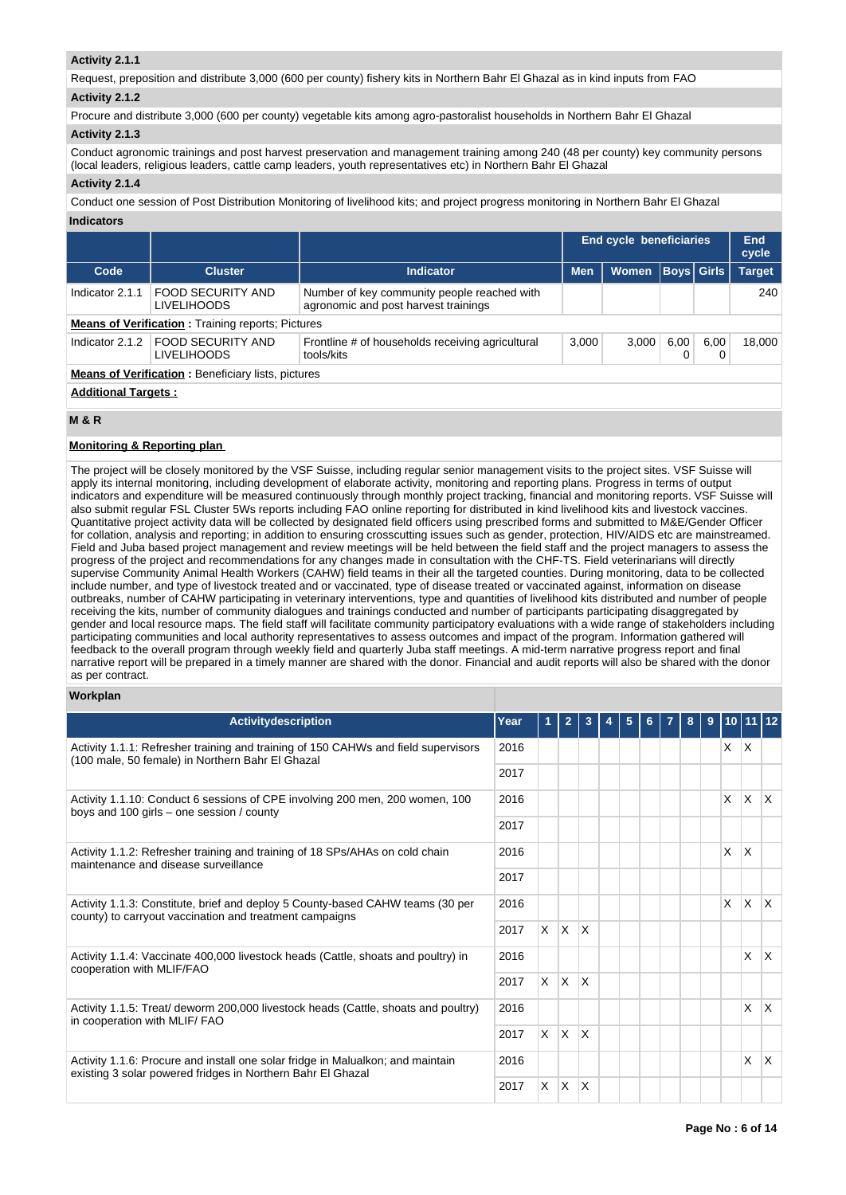**Activity 2.1.1**

Request, preposition and distribute 3,000 (600 per county) fishery kits in Northern Bahr El Ghazal as in kind inputs from FAO

**Activity 2.1.2**

Procure and distribute 3,000 (600 per county) vegetable kits among agro-pastoralist households in Northern Bahr El Ghazal

**Activity 2.1.3**

Conduct agronomic trainings and post harvest preservation and management training among 240 (48 per county) key community persons (local leaders, religious leaders, cattle camp leaders, youth representatives etc) in Northern Bahr El Ghazal

**Activity 2.1.4**

Conduct one session of Post Distribution Monitoring of livelihood kits; and project progress monitoring in Northern Bahr El Ghazal

**Indicators**

| | | | End cycle beneficiaries | | | | End cycle |
|---|---|---|---|---|---|---|---|
| Code | Cluster | Indicator | Men | Women | Boys | Girls | Target |
| Indicator 2.1.1 | FOOD SECURITY AND LIVELIHOODS | Number of key community people reached with agronomic and post harvest trainings | | | | | 240 |
| **Means of Verification :** Training reports; Pictures | | | | | | | |
| Indicator 2.1.2 | FOOD SECURITY AND LIVELIHOODS | Frontline # of households receiving agricultural tools/kits | 3,000 | 3,000 | 6,000 | 6,000 | 18,000 |
| **Means of Verification :** Beneficiary lists, pictures | | | | | | | |

**Additional Targets :**

## M & R

**Monitoring & Reporting plan**

The project will be closely monitored by the VSF Suisse, including regular senior management visits to the project sites. VSF Suisse will apply its internal monitoring, including development of elaborate activity, monitoring and reporting plans. Progress in terms of output indicators and expenditure will be measured continuously through monthly project tracking, financial and monitoring reports. VSF Suisse will also submit regular FSL Cluster 5Ws reports including FAO online reporting for distributed in kind livelihood kits and livestock vaccines. Quantitative project activity data will be collected by designated field officers using prescribed forms and submitted to M&E/Gender Officer for collation, analysis and reporting; in addition to ensuring crosscutting issues such as gender, protection, HIV/AIDS etc are mainstreamed. Field and Juba based project management and review meetings will be held between the field staff and the project managers to assess the progress of the project and recommendations for any changes made in consultation with the CHF-TS. Field veterinarians will directly supervise Community Animal Health Workers (CAHW) field teams in their all the targeted counties. During monitoring, data to be collected include number, and type of livestock treated and or vaccinated, type of disease treated or vaccinated against, information on disease outbreaks, number of CAHW participating in veterinary interventions, type and quantities of livelihood kits distributed and number of people receiving the kits, number of community dialogues and trainings conducted and number of participants participating disaggregated by gender and local resource maps. The field staff will facilitate community participatory evaluations with a wide range of stakeholders including participating communities and local authority representatives to assess outcomes and impact of the program. Information gathered will feedback to the overall program through weekly field and quarterly Juba staff meetings. A mid-term narrative progress report and final narrative report will be prepared in a timely manner are shared with the donor. Financial and audit reports will also be shared with the donor as per contract.

**Workplan**

| Activitydescription | Year | 1 | 2 | 3 | 4 | 5 | 6 | 7 | 8 | 9 | 10 | 11 | 12 |
|---|---|---|---|---|---|---|---|---|---|---|---|---|---|
| Activity 1.1.1: Refresher training and training of 150 CAHWs and field supervisors (100 male, 50 female) in Northern Bahr El Ghazal | 2016 | | | | | | | | | | X | X | |
| | 2017 | | | | | | | | | | | | |
| Activity 1.1.10: Conduct 6 sessions of CPE involving 200 men, 200 women, 100 boys and 100 girls – one session / county | 2016 | | | | | | | | | | X | X | X |
| | 2017 | | | | | | | | | | | | |
| Activity 1.1.2: Refresher training and training of 18 SPs/AHAs on cold chain maintenance and disease surveillance | 2016 | | | | | | | | | | X | X | |
| | 2017 | | | | | | | | | | | | |
| Activity 1.1.3: Constitute, brief and deploy 5 County-based CAHW teams (30 per county) to carryout vaccination and treatment campaigns | 2016 | | | | | | | | | | X | X | X |
| | 2017 | X | X | X | | | | | | | | | |
| Activity 1.1.4: Vaccinate 400,000 livestock heads (Cattle, shoats and poultry) in cooperation with MLIF/FAO | 2016 | | | | | | | | | | | X | X |
| | 2017 | X | X | X | | | | | | | | | |
| Activity 1.1.5: Treat/ deworm 200,000 livestock heads (Cattle, shoats and poultry) in cooperation with MLIF/ FAO | 2016 | | | | | | | | | | | X | X |
| | 2017 | X | X | X | | | | | | | | | |
| Activity 1.1.6: Procure and install one solar fridge in Malualkon; and maintain existing 3 solar powered fridges in Northern Bahr El Ghazal | 2016 | | | | | | | | | | | X | X |
| | 2017 | X | X | X | | | | | | | | | |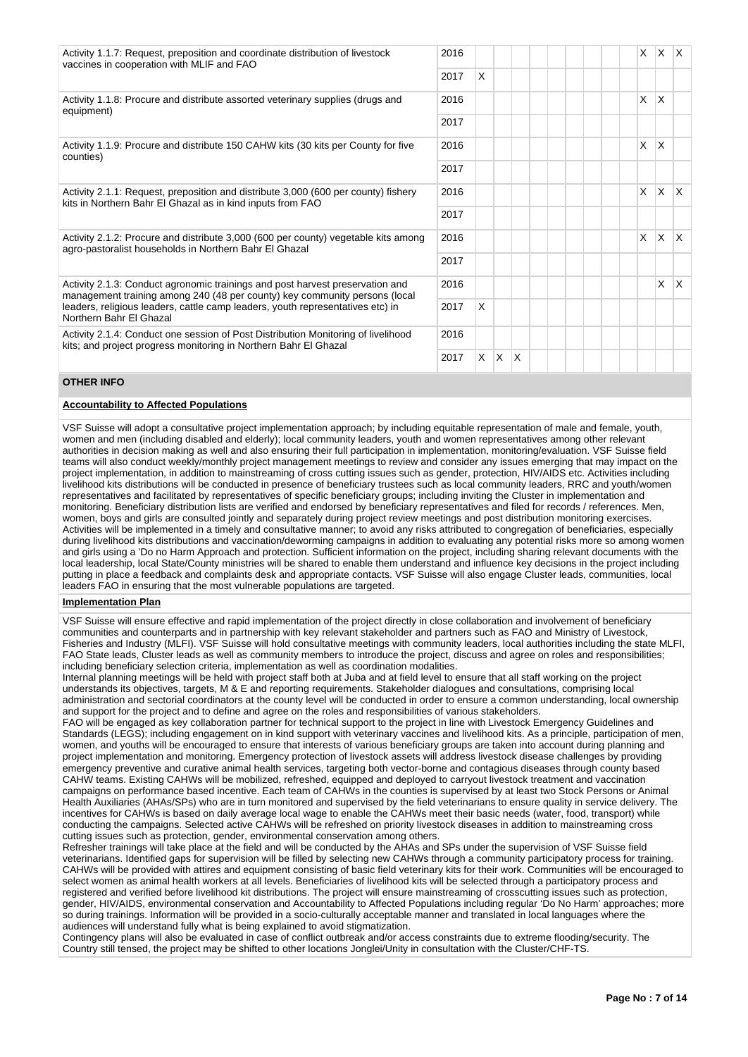| Activity | Year | 1 | 2 | 3 | 4 | 5 | 6 | 7 | 8 | 9 | 10 | 11 | 12 |
|---|---|---|---|---|---|---|---|---|---|---|---|---|---|
| Activity 1.1.7: Request, preposition and coordinate distribution of livestock vaccines in cooperation with MLIF and FAO | 2016 | | | | | | | | | | X | X | X |
| | 2017 | X | | | | | | | | | | | |
| Activity 1.1.8: Procure and distribute assorted veterinary supplies (drugs and equipment) | 2016 | | | | | | | | | | X | X | |
| | 2017 | | | | | | | | | | | | |
| Activity 1.1.9: Procure and distribute 150 CAHW kits (30 kits per County for five counties) | 2016 | | | | | | | | | | X | X | |
| | 2017 | | | | | | | | | | | | |
| Activity 2.1.1: Request, preposition and distribute 3,000 (600 per county) fishery kits in Northern Bahr El Ghazal as in kind inputs from FAO | 2016 | | | | | | | | | | X | X | X |
| | 2017 | | | | | | | | | | | | |
| Activity 2.1.2: Procure and distribute 3,000 (600 per county) vegetable kits among agro-pastoralist households in Northern Bahr El Ghazal | 2016 | | | | | | | | | | X | X | X |
| | 2017 | | | | | | | | | | | | |
| Activity 2.1.3: Conduct agronomic trainings and post harvest preservation and management training among 240 (48 per county) key community persons (local leaders, religious leaders, cattle camp leaders, youth representatives etc) in Northern Bahr El Ghazal | 2016 | | | | | | | | | | | X | X |
| | 2017 | X | | | | | | | | | | | |
| Activity 2.1.4: Conduct one session of Post Distribution Monitoring of livelihood kits; and project progress monitoring in Northern Bahr El Ghazal | 2016 | | | | | | | | | | | | |
| | 2017 | X | X | X | | | | | | | | | |

## OTHER INFO

### Accountability to Affected Populations

VSF Suisse will adopt a consultative project implementation approach; by including equitable representation of male and female, youth, women and men (including disabled and elderly); local community leaders, youth and women representatives among other relevant authorities in decision making as well and also ensuring their full participation in implementation, monitoring/evaluation. VSF Suisse field teams will also conduct weekly/monthly project management meetings to review and consider any issues emerging that may impact on the project implementation, in addition to mainstreaming of cross cutting issues such as gender, protection, HIV/AIDS etc. Activities including livelihood kits distributions will be conducted in presence of beneficiary trustees such as local community leaders, RRC and youth/women representatives and facilitated by representatives of specific beneficiary groups; including inviting the Cluster in implementation and monitoring. Beneficiary distribution lists are verified and endorsed by beneficiary representatives and filed for records / references. Men, women, boys and girls are consulted jointly and separately during project review meetings and post distribution monitoring exercises. Activities will be implemented in a timely and consultative manner; to avoid any risks attributed to congregation of beneficiaries, especially during livelihood kits distributions and vaccination/deworming campaigns in addition to evaluating any potential risks more so among women and girls using a 'Do no Harm Approach and protection. Sufficient information on the project, including sharing relevant documents with the local leadership, local State/County ministries will be shared to enable them understand and influence key decisions in the project including putting in place a feedback and complaints desk and appropriate contacts. VSF Suisse will also engage Cluster leads, communities, local leaders FAO in ensuring that the most vulnerable populations are targeted.

### Implementation Plan

VSF Suisse will ensure effective and rapid implementation of the project directly in close collaboration and involvement of beneficiary communities and counterparts and in partnership with key relevant stakeholder and partners such as FAO and Ministry of Livestock, Fisheries and Industry (MLFI). VSF Suisse will hold consultative meetings with community leaders, local authorities including the state MLFI, FAO State leads, Cluster leads as well as community members to introduce the project, discuss and agree on roles and responsibilities; including beneficiary selection criteria, implementation as well as coordination modalities.
Internal planning meetings will be held with project staff both at Juba and at field level to ensure that all staff working on the project understands its objectives, targets, M & E and reporting requirements. Stakeholder dialogues and consultations, comprising local administration and sectorial coordinators at the county level will be conducted in order to ensure a common understanding, local ownership and support for the project and to define and agree on the roles and responsibilities of various stakeholders.
FAO will be engaged as key collaboration partner for technical support to the project in line with Livestock Emergency Guidelines and Standards (LEGS); including engagement on in kind support with veterinary vaccines and livelihood kits. As a principle, participation of men, women, and youths will be encouraged to ensure that interests of various beneficiary groups are taken into account during planning and project implementation and monitoring. Emergency protection of livestock assets will address livestock disease challenges by providing emergency preventive and curative animal health services, targeting both vector-borne and contagious diseases through county based CAHW teams. Existing CAHWs will be mobilized, refreshed, equipped and deployed to carryout livestock treatment and vaccination campaigns on performance based incentive. Each team of CAHWs in the counties is supervised by at least two Stock Persons or Animal Health Auxiliaries (AHAs/SPs) who are in turn monitored and supervised by the field veterinarians to ensure quality in service delivery. The incentives for CAHWs is based on daily average local wage to enable the CAHWs meet their basic needs (water, food, transport) while conducting the campaigns. Selected active CAHWs will be refreshed on priority livestock diseases in addition to mainstreaming cross cutting issues such as protection, gender, environmental conservation among others.
Refresher trainings will take place at the field and will be conducted by the AHAs and SPs under the supervision of VSF Suisse field veterinarians. Identified gaps for supervision will be filled by selecting new CAHWs through a community participatory process for training. CAHWs will be provided with attires and equipment consisting of basic field veterinary kits for their work. Communities will be encouraged to select women as animal health workers at all levels. Beneficiaries of livelihood kits will be selected through a participatory process and registered and verified before livelihood kit distributions. The project will ensure mainstreaming of crosscutting issues such as protection, gender, HIV/AIDS, environmental conservation and Accountability to Affected Populations including regular 'Do No Harm' approaches; more so during trainings. Information will be provided in a socio-culturally acceptable manner and translated in local languages where the audiences will understand fully what is being explained to avoid stigmatization.
Contingency plans will also be evaluated in case of conflict outbreak and/or access constraints due to extreme flooding/security. The Country still tensed, the project may be shifted to other locations Jonglei/Unity in consultation with the Cluster/CHF-TS.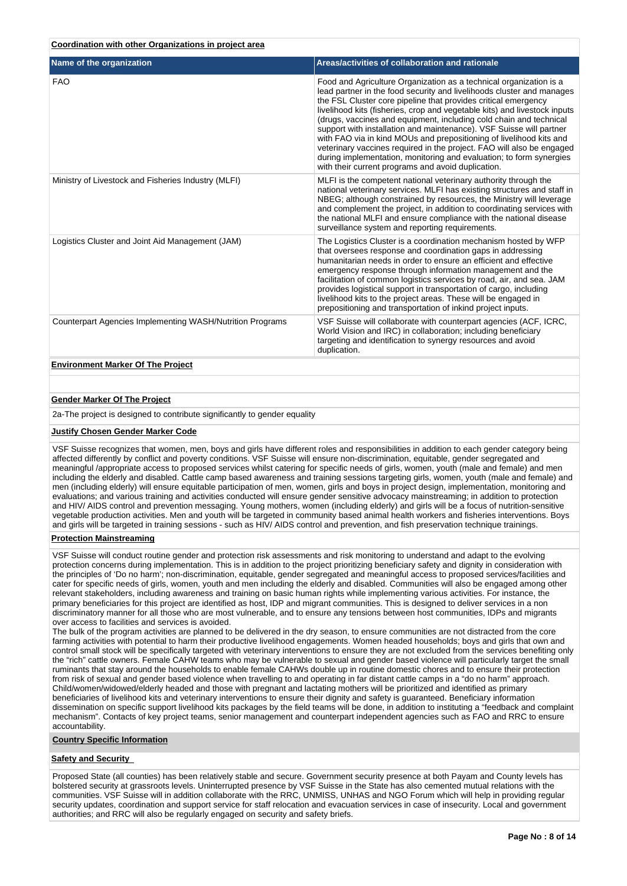**Coordination with other Organizations in project area**

| Name of the organization | Areas/activities of collaboration and rationale |
|---|---|
| FAO | Food and Agriculture Organization as a technical organization is a lead partner in the food security and livelihoods cluster and manages the FSL Cluster core pipeline that provides critical emergency livelihood kits (fisheries, crop and vegetable kits) and livestock inputs (drugs, vaccines and equipment, including cold chain and technical support with installation and maintenance). VSF Suisse will partner with FAO via in kind MOUs and prepositioning of livelihood kits and veterinary vaccines required in the project. FAO will also be engaged during implementation, monitoring and evaluation; to form synergies with their current programs and avoid duplication. |
| Ministry of Livestock and Fisheries Industry (MLFI) | MLFI is the competent national veterinary authority through the national veterinary services. MLFI has existing structures and staff in NBEG; although constrained by resources, the Ministry will leverage and complement the project, in addition to coordinating services with the national MLFI and ensure compliance with the national disease surveillance system and reporting requirements. |
| Logistics Cluster and Joint Aid Management (JAM) | The Logistics Cluster is a coordination mechanism hosted by WFP that oversees response and coordination gaps in addressing humanitarian needs in order to ensure an efficient and effective emergency response through information management and the facilitation of common logistics services by road, air, and sea. JAM provides logistical support in transportation of cargo, including livelihood kits to the project areas. These will be engaged in prepositioning and transportation of inkind project inputs. |
| Counterpart Agencies Implementing WASH/Nutrition Programs | VSF Suisse will collaborate with counterpart agencies (ACF, ICRC, World Vision and IRC) in collaboration; including beneficiary targeting and identification to synergy resources and avoid duplication. |

**Environment Marker Of The Project**

**Gender Marker Of The Project**

2a-The project is designed to contribute significantly to gender equality

**Justify Chosen Gender Marker Code**

VSF Suisse recognizes that women, men, boys and girls have different roles and responsibilities in addition to each gender category being affected differently by conflict and poverty conditions. VSF Suisse will ensure non-discrimination, equitable, gender segregated and meaningful /appropriate access to proposed services whilst catering for specific needs of girls, women, youth (male and female) and men including the elderly and disabled. Cattle camp based awareness and training sessions targeting girls, women, youth (male and female) and men (including elderly) will ensure equitable participation of men, women, girls and boys in project design, implementation, monitoring and evaluations; and various training and activities conducted will ensure gender sensitive advocacy mainstreaming; in addition to protection and HIV/ AIDS control and prevention messaging. Young mothers, women (including elderly) and girls will be a focus of nutrition-sensitive vegetable production activities. Men and youth will be targeted in community based animal health workers and fisheries interventions. Boys and girls will be targeted in training sessions - such as HIV/ AIDS control and prevention, and fish preservation technique trainings.

**Protection Mainstreaming**

VSF Suisse will conduct routine gender and protection risk assessments and risk monitoring to understand and adapt to the evolving protection concerns during implementation. This is in addition to the project prioritizing beneficiary safety and dignity in consideration with the principles of 'Do no harm'; non-discrimination, equitable, gender segregated and meaningful access to proposed services/facilities and cater for specific needs of girls, women, youth and men including the elderly and disabled. Communities will also be engaged among other relevant stakeholders, including awareness and training on basic human rights while implementing various activities. For instance, the primary beneficiaries for this project are identified as host, IDP and migrant communities. This is designed to deliver services in a non discriminatory manner for all those who are most vulnerable, and to ensure any tensions between host communities, IDPs and migrants over access to facilities and services is avoided.

The bulk of the program activities are planned to be delivered in the dry season, to ensure communities are not distracted from the core farming activities with potential to harm their productive livelihood engagements. Women headed households; boys and girls that own and control small stock will be specifically targeted with veterinary interventions to ensure they are not excluded from the services benefiting only the "rich" cattle owners. Female CAHW teams who may be vulnerable to sexual and gender based violence will particularly target the small ruminants that stay around the households to enable female CAHWs double up in routine domestic chores and to ensure their protection from risk of sexual and gender based violence when travelling to and operating in far distant cattle camps in a "do no harm" approach. Child/women/widowed/elderly headed and those with pregnant and lactating mothers will be prioritized and identified as primary beneficiaries of livelihood kits and veterinary interventions to ensure their dignity and safety is guaranteed. Beneficiary information dissemination on specific support livelihood kits packages by the field teams will be done, in addition to instituting a "feedback and complaint mechanism". Contacts of key project teams, senior management and counterpart independent agencies such as FAO and RRC to ensure accountability.

**Country Specific Information**

**Safety and Security**

Proposed State (all counties) has been relatively stable and secure. Government security presence at both Payam and County levels has bolstered security at grassroots levels. Uninterrupted presence by VSF Suisse in the State has also cemented mutual relations with the communities. VSF Suisse will in addition collaborate with the RRC, UNMISS, UNHAS and NGO Forum which will help in providing regular security updates, coordination and support service for staff relocation and evacuation services in case of insecurity. Local and government authorities; and RRC will also be regularly engaged on security and safety briefs.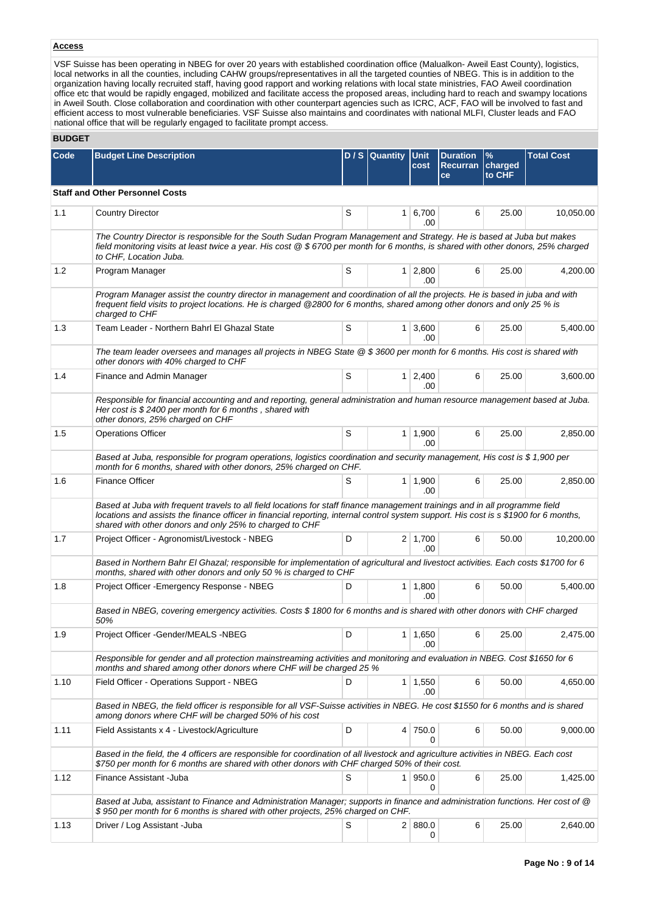**Access**

VSF Suisse has been operating in NBEG for over 20 years with established coordination office (Malualkon- Aweil East County), logistics, local networks in all the counties, including CAHW groups/representatives in all the targeted counties of NBEG. This is in addition to the organization having locally recruited staff, having good rapport and working relations with local state ministries, FAO Aweil coordination office etc that would be rapidly engaged, mobilized and facilitate access the proposed areas, including hard to reach and swampy locations in Aweil South. Close collaboration and coordination with other counterpart agencies such as ICRC, ACF, FAO will be involved to fast and efficient access to most vulnerable beneficiaries. VSF Suisse also maintains and coordinates with national MLFI, Cluster leads and FAO national office that will be regularly engaged to facilitate prompt access.

**BUDGET**

| Code | Budget Line Description | D / S | Quantity | Unit cost | Duration Recurrance | % charged to CHF | Total Cost |
|---|---|---|---|---|---|---|---|
| **Staff and Other Personnel Costs** | | | | | | | |
| 1.1 | Country Director | S | 1 | 6,700.00 | 6 | 25.00 | 10,050.00 |
| | *The Country Director is responsible for the South Sudan Program Management and Strategy. He is based at Juba but makes field monitoring visits at least twice a year. His cost @ $ 6700 per month for 6 months, is shared with other donors, 25% charged to CHF, Location Juba.* | | | | | | |
| 1.2 | Program Manager | S | 1 | 2,800.00 | 6 | 25.00 | 4,200.00 |
| | *Program Manager assist the country director in management and coordination of all the projects. He is based in juba and with frequent field visits to project locations. He is charged @2800 for 6 months, shared among other donors and only 25 % is charged to CHF* | | | | | | |
| 1.3 | Team Leader - Northern Bahrl El Ghazal State | S | 1 | 3,600.00 | 6 | 25.00 | 5,400.00 |
| | *The team leader oversees and manages all projects in NBEG State @ $ 3600 per month for 6 months. His cost is shared with other donors with 40% charged to CHF* | | | | | | |
| 1.4 | Finance and Admin Manager | S | 1 | 2,400.00 | 6 | 25.00 | 3,600.00 |
| | *Responsible for financial accounting and and reporting, general administration and human resource management based at Juba. Her cost is $ 2400 per month for 6 months , shared with other donors, 25% charged on CHF* | | | | | | |
| 1.5 | Operations Officer | S | 1 | 1,900.00 | 6 | 25.00 | 2,850.00 |
| | *Based at Juba, responsible for program operations, logistics coordination and security management, His cost is $ 1,900 per month for 6 months, shared with other donors, 25% charged on CHF.* | | | | | | |
| 1.6 | Finance Officer | S | 1 | 1,900.00 | 6 | 25.00 | 2,850.00 |
| | *Based at Juba with frequent travels to all field locations for staff finance management trainings and in all programme field locations and assists the finance officer in financial reporting, internal control system support. His cost is s $1900 for 6 months, shared with other donors and only 25% to charged to CHF* | | | | | | |
| 1.7 | Project Officer - Agronomist/Livestock - NBEG | D | 2 | 1,700.00 | 6 | 50.00 | 10,200.00 |
| | *Based in Northern Bahr El Ghazal; responsible for implementation of agricultural and livestoct activities. Each costs $1700 for 6 months, shared with other donors and only 50 % is charged to CHF* | | | | | | |
| 1.8 | Project Officer -Emergency Response - NBEG | D | 1 | 1,800.00 | 6 | 50.00 | 5,400.00 |
| | *Based in NBEG, covering emergency activities. Costs $ 1800 for 6 months and is shared with other donors with CHF charged 50%* | | | | | | |
| 1.9 | Project Officer -Gender/MEALS -NBEG | D | 1 | 1,650.00 | 6 | 25.00 | 2,475.00 |
| | *Responsible for gender and all protection mainstreaming activities and monitoring and evaluation in NBEG. Cost $1650 for 6 months and shared among other donors where CHF will be charged 25 %* | | | | | | |
| 1.10 | Field Officer - Operations Support - NBEG | D | 1 | 1,550.00 | 6 | 50.00 | 4,650.00 |
| | *Based in NBEG, the field officer is responsible for all VSF-Suisse activities in NBEG. He cost $1550 for 6 months and is shared among donors where CHF will be charged 50% of his cost* | | | | | | |
| 1.11 | Field Assistants x 4 - Livestock/Agriculture | D | 4 | 750.00 | 6 | 50.00 | 9,000.00 |
| | *Based in the field, the 4 officers are responsible for coordination of all livestock and agriculture activities in NBEG. Each cost $750 per month for 6 months are shared with other donors with CHF charged 50% of their cost.* | | | | | | |
| 1.12 | Finance Assistant -Juba | S | 1 | 950.00 | 6 | 25.00 | 1,425.00 |
| | *Based at Juba, assistant to Finance and Administration Manager; supports in finance and administration functions. Her cost of @ $ 950 per month for 6 months is shared with other projects, 25% charged on CHF.* | | | | | | |
| 1.13 | Driver / Log Assistant -Juba | S | 2 | 880.00 | 6 | 25.00 | 2,640.00 |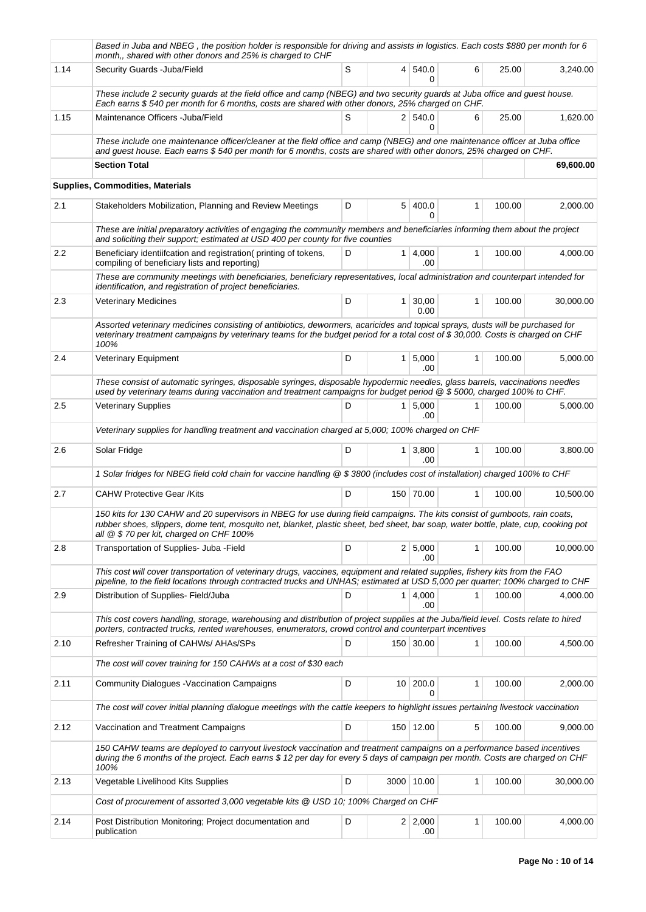| | | | | | | | |
|---|---|---|---|---|---|---|---|
| | *Based in Juba and NBEG , the position holder is responsible for driving and assists in logistics. Each costs $880 per month for 6 month,, shared with other donors and 25% is charged to CHF* | | | | | | |
| 1.14 | Security Guards -Juba/Field | S | 4 | 540.00 | 6 | 25.00 | 3,240.00 |
| | *These include 2 security guards at the field office and camp (NBEG) and two security guards at Juba office and guest house. Each earns $ 540 per month for 6 months, costs are shared with other donors, 25% charged on CHF.* | | | | | | |
| 1.15 | Maintenance Officers -Juba/Field | S | 2 | 540.00 | 6 | 25.00 | 1,620.00 |
| | *These include one maintenance officer/cleaner at the field office and camp (NBEG) and one maintenance officer at Juba office and guest house. Each earns $ 540 per month for 6 months, costs are shared with other donors, 25% charged on CHF.* | | | | | | |
| | **Section Total** | | | | | | **69,600.00** |
| | **Supplies, Commodities, Materials** | | | | | | |
| 2.1 | Stakeholders Mobilization, Planning and Review Meetings | D | 5 | 400.00 | 1 | 100.00 | 2,000.00 |
| | *These are initial preparatory activities of engaging the community members and beneficiaries informing them about the project and soliciting their support; estimated at USD 400 per county for five counties* | | | | | | |
| 2.2 | Beneficiary identiifcation and registration( printing of tokens, compiling of beneficiary lists and reporting) | D | 1 | 4,000.00 | 1 | 100.00 | 4,000.00 |
| | *These are community meetings with beneficiaries, beneficiary representatives, local administration and counterpart intended for identification, and registration of project beneficiaries.* | | | | | | |
| 2.3 | Veterinary Medicines | D | 1 | 30,000.00 | 1 | 100.00 | 30,000.00 |
| | *Assorted veterinary medicines consisting of antibiotics, dewormers, acaricides and topical sprays, dusts will be purchased for veterinary treatment campaigns by veterinary teams for the budget period for a total cost of $ 30,000. Costs is charged on CHF 100%* | | | | | | |
| 2.4 | Veterinary Equipment | D | 1 | 5,000.00 | 1 | 100.00 | 5,000.00 |
| | *These consist of automatic syringes, disposable syringes, disposable hypodermic needles, glass barrels, vaccinations needles used by veterinary teams during vaccination and treatment campaigns for budget period @ $ 5000, charged 100% to CHF.* | | | | | | |
| 2.5 | Veterinary Supplies | D | 1 | 5,000.00 | 1 | 100.00 | 5,000.00 |
| | *Veterinary supplies for handling treatment and vaccination charged at 5,000; 100% charged on CHF* | | | | | | |
| 2.6 | Solar Fridge | D | 1 | 3,800.00 | 1 | 100.00 | 3,800.00 |
| | *1 Solar fridges for NBEG field cold chain for vaccine handling @ $ 3800 (includes cost of installation) charged 100% to CHF* | | | | | | |
| 2.7 | CAHW Protective Gear /Kits | D | 150 | 70.00 | 1 | 100.00 | 10,500.00 |
| | *150 kits for 130 CAHW and 20 supervisors in NBEG for use during field campaigns. The kits consist of gumboots, rain coats, rubber shoes, slippers, dome tent, mosquito net, blanket, plastic sheet, bed sheet, bar soap, water bottle, plate, cup, cooking pot all @ $ 70 per kit, charged on CHF 100%* | | | | | | |
| 2.8 | Transportation of Supplies- Juba -Field | D | 2 | 5,000.00 | 1 | 100.00 | 10,000.00 |
| | *This cost will cover transportation of veterinary drugs, vaccines, equipment and related supplies, fishery kits from the FAO pipeline, to the field locations through contracted trucks and UNHAS; estimated at USD 5,000 per quarter; 100% charged to CHF* | | | | | | |
| 2.9 | Distribution of Supplies- Field/Juba | D | 1 | 4,000.00 | 1 | 100.00 | 4,000.00 |
| | *This cost covers handling, storage, warehousing and distribution of project supplies at the Juba/field level. Costs relate to hired porters, contracted trucks, rented warehouses, enumerators, crowd control and counterpart incentives* | | | | | | |
| 2.10 | Refresher Training of CAHWs/ AHAs/SPs | D | 150 | 30.00 | 1 | 100.00 | 4,500.00 |
| | *The cost will cover training for 150 CAHWs at a cost of $30 each* | | | | | | |
| 2.11 | Community Dialogues -Vaccination Campaigns | D | 10 | 200.00 | 1 | 100.00 | 2,000.00 |
| | *The cost will cover initial planning dialogue meetings with the cattle keepers to highlight issues pertaining livestock vaccination* | | | | | | |
| 2.12 | Vaccination and Treatment Campaigns | D | 150 | 12.00 | 5 | 100.00 | 9,000.00 |
| | *150 CAHW teams are deployed to carryout livestock vaccination and treatment campaigns on a performance based incentives during the 6 months of the project. Each earns $ 12 per day for every 5 days of campaign per month. Costs are charged on CHF 100%* | | | | | | |
| 2.13 | Vegetable Livelihood Kits Supplies | D | 3000 | 10.00 | 1 | 100.00 | 30,000.00 |
| | *Cost of procurement of assorted 3,000 vegetable kits @ USD 10; 100% Charged on CHF* | | | | | | |
| 2.14 | Post Distribution Monitoring; Project documentation and publication | D | 2 | 2,000.00 | 1 | 100.00 | 4,000.00 |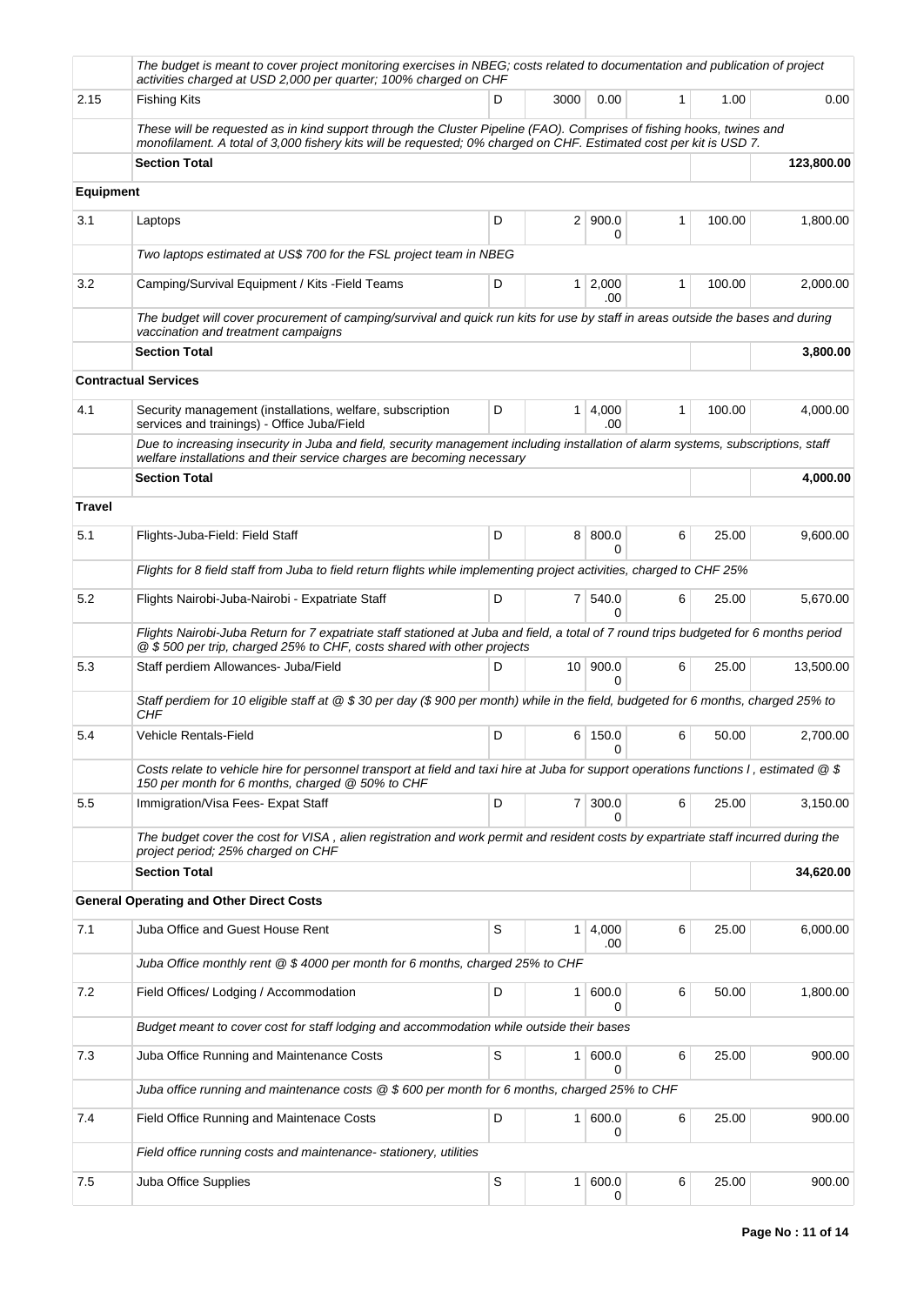| | | | | | | | |
|---|---|---|---|---|---|---|---|
| | *The budget is meant to cover project monitoring exercises in NBEG; costs related to documentation and publication of project activities charged at USD 2,000 per quarter; 100% charged on CHF* | | | | | | |
| 2.15 | Fishing Kits | D | 3000 | 0.00 | 1 | 1.00 | 0.00 |
| | *These will be requested as in kind support through the Cluster Pipeline (FAO). Comprises of fishing hooks, twines and monofilament. A total of 3,000 fishery kits will be requested; 0% charged on CHF. Estimated cost per kit is USD 7.* | | | | | | |
| | **Section Total** | | | | | | **123,800.00** |
| **Equipment** | | | | | | | |
| 3.1 | Laptops | D | 2 | 900.00 | 1 | 100.00 | 1,800.00 |
| | *Two laptops estimated at US$ 700 for the FSL project team in NBEG* | | | | | | |
| 3.2 | Camping/Survival Equipment / Kits -Field Teams | D | 1 | 2,000.00 | 1 | 100.00 | 2,000.00 |
| | *The budget will cover procurement of camping/survival and quick run kits for use by staff in areas outside the bases and during vaccination and treatment campaigns* | | | | | | |
| | **Section Total** | | | | | | **3,800.00** |
| **Contractual Services** | | | | | | | |
| 4.1 | Security management (installations, welfare, subscription services and trainings) - Office Juba/Field | D | 1 | 4,000.00 | 1 | 100.00 | 4,000.00 |
| | *Due to increasing insecurity in Juba and field, security management including installation of alarm systems, subscriptions, staff welfare installations and their service charges are becoming necessary* | | | | | | |
| | **Section Total** | | | | | | **4,000.00** |
| **Travel** | | | | | | | |
| 5.1 | Flights-Juba-Field: Field Staff | D | 8 | 800.00 | 6 | 25.00 | 9,600.00 |
| | *Flights for 8 field staff from Juba to field return flights while implementing project activities, charged to CHF 25%* | | | | | | |
| 5.2 | Flights Nairobi-Juba-Nairobi - Expatriate Staff | D | 7 | 540.00 | 6 | 25.00 | 5,670.00 |
| | *Flights Nairobi-Juba Return for 7 expatriate staff stationed at Juba and field, a total of 7 round trips budgeted for 6 months period @ $ 500 per trip, charged 25% to CHF, costs shared with other projects* | | | | | | |
| 5.3 | Staff perdiem Allowances- Juba/Field | D | 10 | 900.00 | 6 | 25.00 | 13,500.00 |
| | *Staff perdiem for 10 eligible staff at @ $ 30 per day ($ 900 per month) while in the field, budgeted for 6 months, charged 25% to CHF* | | | | | | |
| 5.4 | Vehicle Rentals-Field | D | 6 | 150.00 | 6 | 50.00 | 2,700.00 |
| | *Costs relate to vehicle hire for personnel transport at field and taxi hire at Juba for support operations functions I , estimated @ $ 150 per month for 6 months, charged @ 50% to CHF* | | | | | | |
| 5.5 | Immigration/Visa Fees- Expat Staff | D | 7 | 300.00 | 6 | 25.00 | 3,150.00 |
| | *The budget cover the cost for VISA , alien registration and work permit and resident costs by expartriate staff incurred during the project period; 25% charged on CHF* | | | | | | |
| | **Section Total** | | | | | | **34,620.00** |
| **General Operating and Other Direct Costs** | | | | | | | |
| 7.1 | Juba Office and Guest House Rent | S | 1 | 4,000.00 | 6 | 25.00 | 6,000.00 |
| | *Juba Office monthly rent @ $ 4000 per month for 6 months, charged 25% to CHF* | | | | | | |
| 7.2 | Field Offices/ Lodging / Accommodation | D | 1 | 600.00 | 6 | 50.00 | 1,800.00 |
| | *Budget meant to cover cost for staff lodging and accommodation while outside their bases* | | | | | | |
| 7.3 | Juba Office Running and Maintenance Costs | S | 1 | 600.00 | 6 | 25.00 | 900.00 |
| | *Juba office running and maintenance costs @ $ 600 per month for 6 months, charged 25% to CHF* | | | | | | |
| 7.4 | Field Office Running and Maintenace Costs | D | 1 | 600.00 | 6 | 25.00 | 900.00 |
| | *Field office running costs and maintenance- stationery, utilities* | | | | | | |
| 7.5 | Juba Office Supplies | S | 1 | 600.00 | 6 | 25.00 | 900.00 |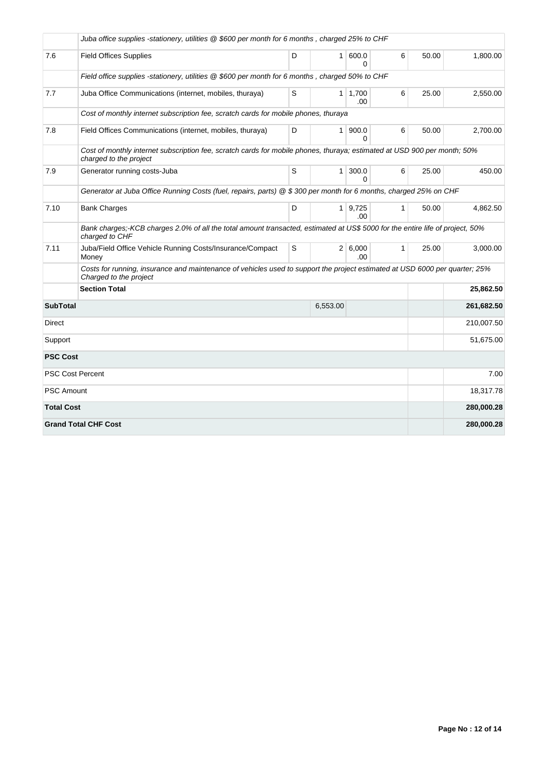| | | | | | | | |
|---|---|---|---|---|---|---|---|
| | *Juba office supplies -stationery, utilities @ $600 per month for 6 months , charged 25% to CHF* | | | | | | |
| 7.6 | Field Offices Supplies | D | 1 | 600.00 | 6 | 50.00 | 1,800.00 |
| | *Field office supplies -stationery, utilities @ $600 per month for 6 months , charged 50% to CHF* | | | | | | |
| 7.7 | Juba Office Communications (internet, mobiles, thuraya) | S | 1 | 1,700.00 | 6 | 25.00 | 2,550.00 |
| | *Cost of monthly internet subscription fee, scratch cards for mobile phones, thuraya* | | | | | | |
| 7.8 | Field Offices Communications (internet, mobiles, thuraya) | D | 1 | 900.00 | 6 | 50.00 | 2,700.00 |
| | *Cost of monthly internet subscription fee, scratch cards for mobile phones, thuraya; estimated at USD 900 per month; 50% charged to the project* | | | | | | |
| 7.9 | Generator running costs-Juba | S | 1 | 300.00 | 6 | 25.00 | 450.00 |
| | *Generator at Juba Office Running Costs (fuel, repairs, parts) @ $ 300 per month for 6 months, charged 25% on CHF* | | | | | | |
| 7.10 | Bank Charges | D | 1 | 9,725.00 | 1 | 50.00 | 4,862.50 |
| | *Bank charges;-KCB charges 2.0% of all the total amount transacted, estimated at US$ 5000 for the entire life of project, 50% charged to CHF* | | | | | | |
| 7.11 | Juba/Field Office Vehicle Running Costs/Insurance/Compact Money | S | 2 | 6,000.00 | 1 | 25.00 | 3,000.00 |
| | *Costs for running, insurance and maintenance of vehicles used to support the project estimated at USD 6000 per quarter; 25% Charged to the project* | | | | | | |
| | **Section Total** | | | | | | **25,862.50** |
| **SubTotal** | | | 6,553.00 | | | | **261,682.50** |
| Direct | | | | | | | 210,007.50 |
| Support | | | | | | | 51,675.00 |
| **PSC Cost** | | | | | | | |
| PSC Cost Percent | | | | | | | 7.00 |
| PSC Amount | | | | | | | 18,317.78 |
| **Total Cost** | | | | | | | **280,000.28** |
| **Grand Total CHF Cost** | | | | | | | **280,000.28** |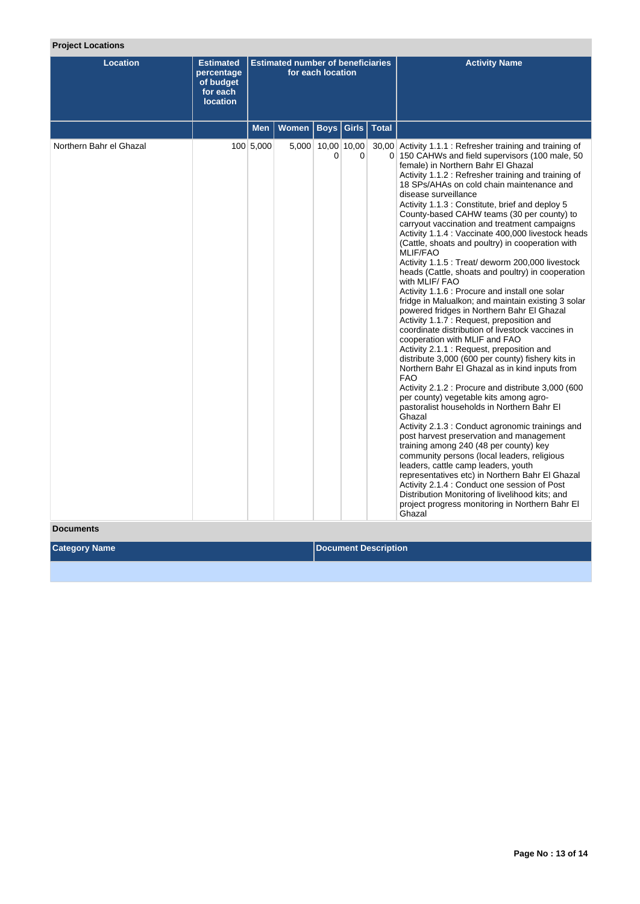## Project Locations

| Location | Estimated percentage of budget for each location | Estimated number of beneficiaries for each location | | | | | Activity Name |
|---|---|---|---|---|---|---|---|
| | | Men | Women | Boys | Girls | Total | |
| Northern Bahr el Ghazal | 100 | 5,000 | 5,000 | 10,000 | 10,000 | 30,000 | Activity 1.1.1 : Refresher training and training of 150 CAHWs and field supervisors (100 male, 50 female) in Northern Bahr El Ghazal<br>Activity 1.1.2 : Refresher training and training of 18 SPs/AHAs on cold chain maintenance and disease surveillance<br>Activity 1.1.3 : Constitute, brief and deploy 5 County-based CAHW teams (30 per county) to carryout vaccination and treatment campaigns<br>Activity 1.1.4 : Vaccinate 400,000 livestock heads (Cattle, shoats and poultry) in cooperation with MLIF/FAO<br>Activity 1.1.5 : Treat/ deworm 200,000 livestock heads (Cattle, shoats and poultry) in cooperation with MLIF/ FAO<br>Activity 1.1.6 : Procure and install one solar fridge in Malualkon; and maintain existing 3 solar powered fridges in Northern Bahr El Ghazal<br>Activity 1.1.7 : Request, preposition and coordinate distribution of livestock vaccines in cooperation with MLIF and FAO<br>Activity 2.1.1 : Request, preposition and distribute 3,000 (600 per county) fishery kits in Northern Bahr El Ghazal as in kind inputs from FAO<br>Activity 2.1.2 : Procure and distribute 3,000 (600 per county) vegetable kits among agro-pastoralist households in Northern Bahr El Ghazal<br>Activity 2.1.3 : Conduct agronomic trainings and post harvest preservation and management training among 240 (48 per county) key community persons (local leaders, religious leaders, cattle camp leaders, youth representatives etc) in Northern Bahr El Ghazal<br>Activity 2.1.4 : Conduct one session of Post Distribution Monitoring of livelihood kits; and project progress monitoring in Northern Bahr El Ghazal |

## Documents

| Category Name | Document Description |
|---|---|
| | |